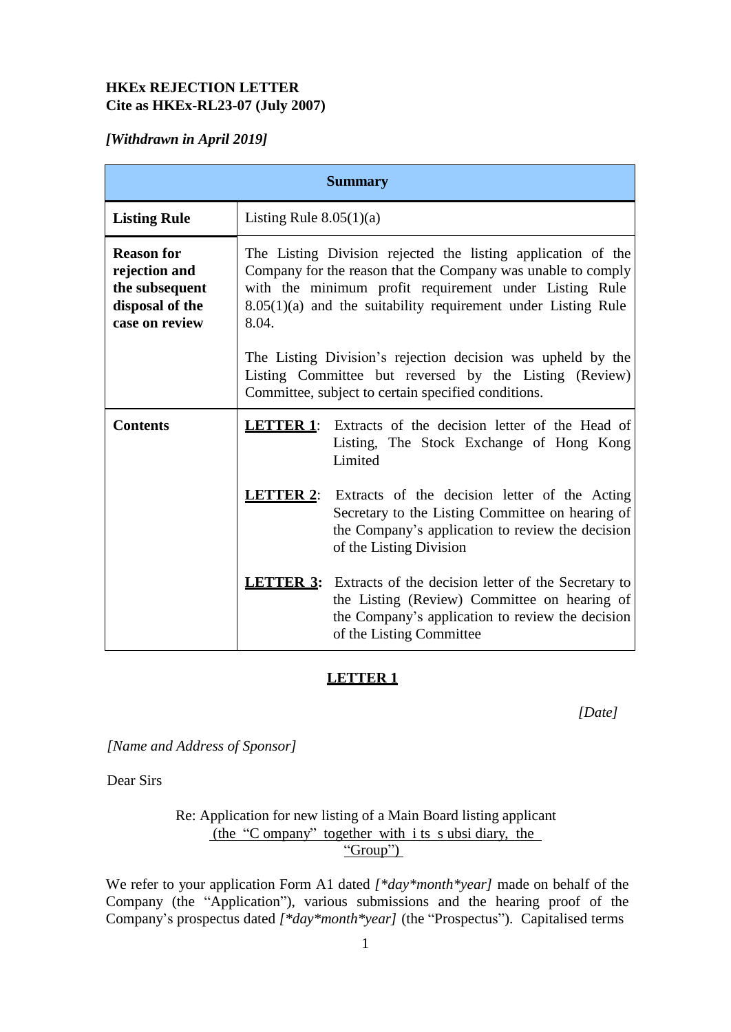**HKEx REJECTION LETTER**
**Cite as HKEx-RL23-07 (July 2007)**

***[Withdrawn in April 2019]***

| **Summary** | |
|---|---|
| **Listing Rule** | Listing Rule 8.05(1)(a) |
| **Reason for rejection and the subsequent disposal of the case on review** | The Listing Division rejected the listing application of the Company for the reason that the Company was unable to comply with the minimum profit requirement under Listing Rule 8.05(1)(a) and the suitability requirement under Listing Rule 8.04.<br><br>The Listing Division's rejection decision was upheld by the Listing Committee but reversed by the Listing (Review) Committee, subject to certain specified conditions. |
| **Contents** | **LETTER 1**: Extracts of the decision letter of the Head of Listing, The Stock Exchange of Hong Kong Limited<br><br>**LETTER 2**: Extracts of the decision letter of the Acting Secretary to the Listing Committee on hearing of the Company's application to review the decision of the Listing Division<br><br>**LETTER 3:** Extracts of the decision letter of the Secretary to the Listing (Review) Committee on hearing of the Company's application to review the decision of the Listing Committee |

## LETTER 1

*[Date]*

*[Name and Address of Sponsor]*

Dear Sirs

Re: Application for new listing of a Main Board listing applicant (the "Company" together with its subsidiary, the "Group")

We refer to your application Form A1 dated *[\*day\*month\*year]* made on behalf of the Company (the "Application"), various submissions and the hearing proof of the Company's prospectus dated *[\*day\*month\*year]* (the "Prospectus"). Capitalised terms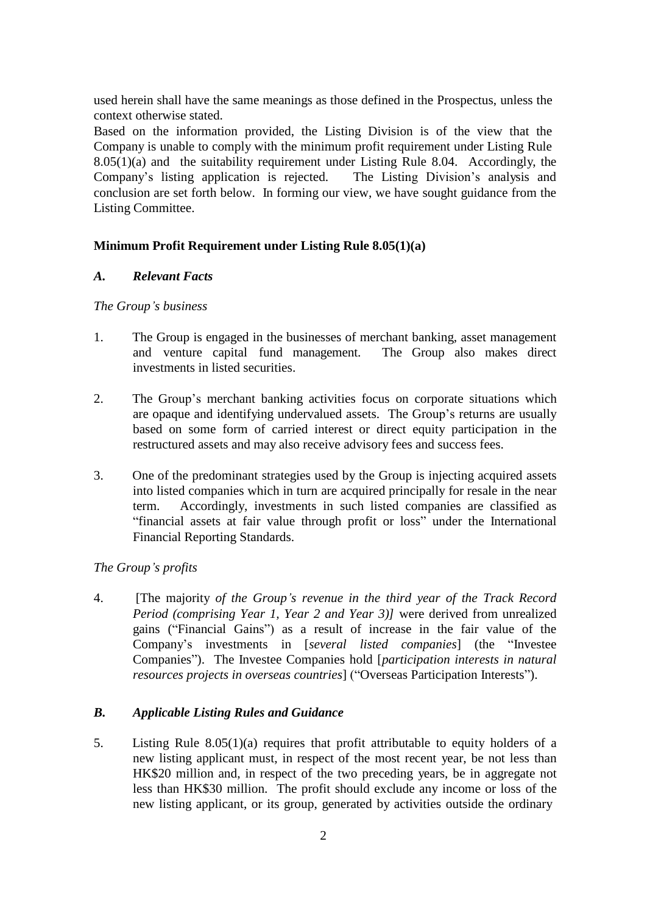used herein shall have the same meanings as those defined in the Prospectus, unless the context otherwise stated.

Based on the information provided, the Listing Division is of the view that the Company is unable to comply with the minimum profit requirement under Listing Rule 8.05(1)(a) and the suitability requirement under Listing Rule 8.04. Accordingly, the Company's listing application is rejected. The Listing Division's analysis and conclusion are set forth below. In forming our view, we have sought guidance from the Listing Committee.

**Minimum Profit Requirement under Listing Rule 8.05(1)(a)**

***A. Relevant Facts***

*The Group's business*

1. The Group is engaged in the businesses of merchant banking, asset management and venture capital fund management. The Group also makes direct investments in listed securities.

2. The Group's merchant banking activities focus on corporate situations which are opaque and identifying undervalued assets. The Group's returns are usually based on some form of carried interest or direct equity participation in the restructured assets and may also receive advisory fees and success fees.

3. One of the predominant strategies used by the Group is injecting acquired assets into listed companies which in turn are acquired principally for resale in the near term. Accordingly, investments in such listed companies are classified as "financial assets at fair value through profit or loss" under the International Financial Reporting Standards.

*The Group's profits*

4. [The majority *of the Group's revenue in the third year of the Track Record Period (comprising Year 1, Year 2 and Year 3)]* were derived from unrealized gains ("Financial Gains") as a result of increase in the fair value of the Company's investments in [*several listed companies*] (the "Investee Companies"). The Investee Companies hold [*participation interests in natural resources projects in overseas countries*] ("Overseas Participation Interests").

***B. Applicable Listing Rules and Guidance***

5. Listing Rule 8.05(1)(a) requires that profit attributable to equity holders of a new listing applicant must, in respect of the most recent year, be not less than HK$20 million and, in respect of the two preceding years, be in aggregate not less than HK$30 million. The profit should exclude any income or loss of the new listing applicant, or its group, generated by activities outside the ordinary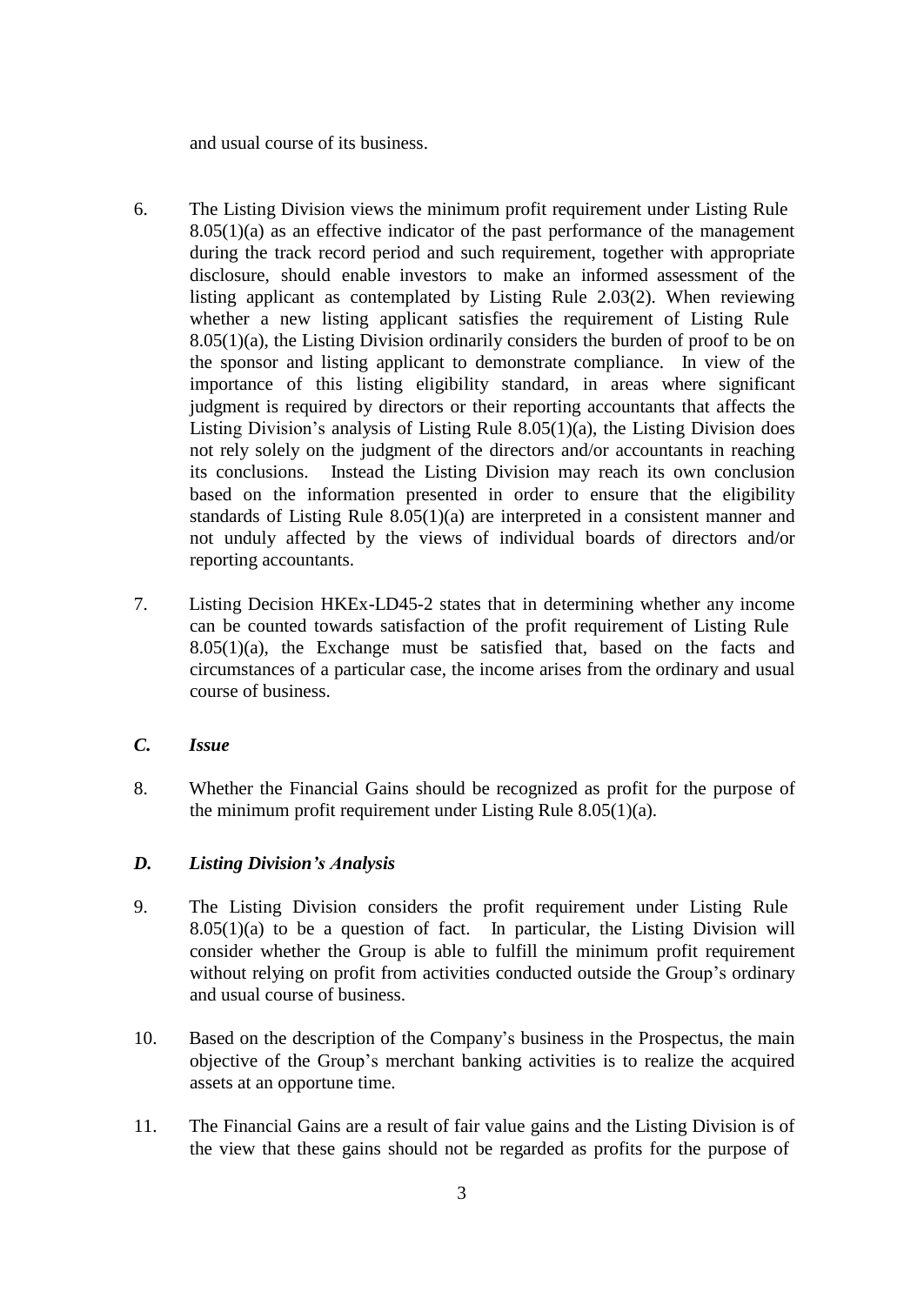and usual course of its business.

6. The Listing Division views the minimum profit requirement under Listing Rule 8.05(1)(a) as an effective indicator of the past performance of the management during the track record period and such requirement, together with appropriate disclosure, should enable investors to make an informed assessment of the listing applicant as contemplated by Listing Rule 2.03(2). When reviewing whether a new listing applicant satisfies the requirement of Listing Rule 8.05(1)(a), the Listing Division ordinarily considers the burden of proof to be on the sponsor and listing applicant to demonstrate compliance. In view of the importance of this listing eligibility standard, in areas where significant judgment is required by directors or their reporting accountants that affects the Listing Division's analysis of Listing Rule 8.05(1)(a), the Listing Division does not rely solely on the judgment of the directors and/or accountants in reaching its conclusions. Instead the Listing Division may reach its own conclusion based on the information presented in order to ensure that the eligibility standards of Listing Rule 8.05(1)(a) are interpreted in a consistent manner and not unduly affected by the views of individual boards of directors and/or reporting accountants.

7. Listing Decision HKEx-LD45-2 states that in determining whether any income can be counted towards satisfaction of the profit requirement of Listing Rule 8.05(1)(a), the Exchange must be satisfied that, based on the facts and circumstances of a particular case, the income arises from the ordinary and usual course of business.

### *C. Issue*

8. Whether the Financial Gains should be recognized as profit for the purpose of the minimum profit requirement under Listing Rule 8.05(1)(a).

### *D. Listing Division's Analysis*

9. The Listing Division considers the profit requirement under Listing Rule 8.05(1)(a) to be a question of fact. In particular, the Listing Division will consider whether the Group is able to fulfill the minimum profit requirement without relying on profit from activities conducted outside the Group's ordinary and usual course of business.

10. Based on the description of the Company's business in the Prospectus, the main objective of the Group's merchant banking activities is to realize the acquired assets at an opportune time.

11. The Financial Gains are a result of fair value gains and the Listing Division is of the view that these gains should not be regarded as profits for the purpose of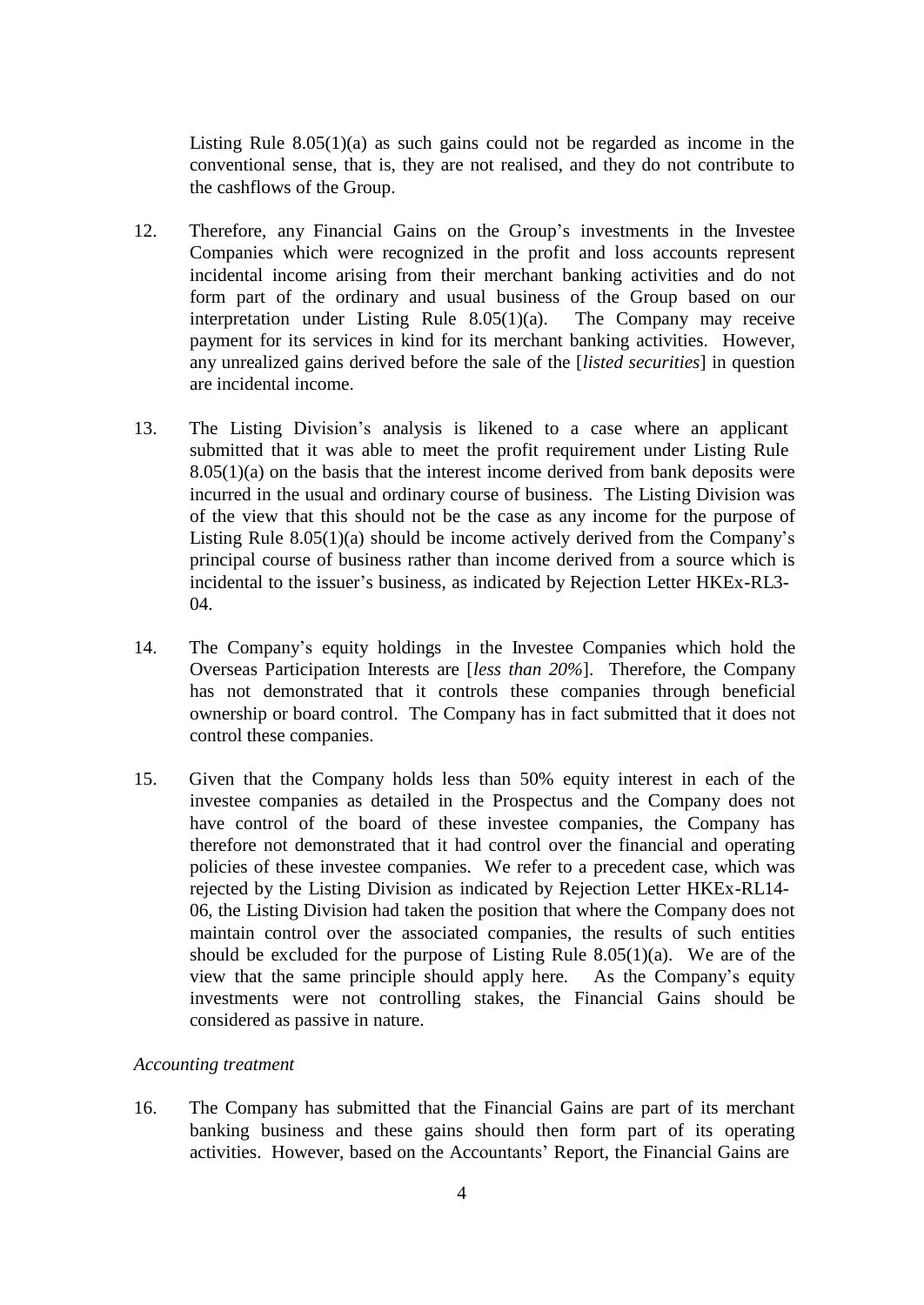Listing Rule 8.05(1)(a) as such gains could not be regarded as income in the conventional sense, that is, they are not realised, and they do not contribute to the cashflows of the Group.

12. Therefore, any Financial Gains on the Group's investments in the Investee Companies which were recognized in the profit and loss accounts represent incidental income arising from their merchant banking activities and do not form part of the ordinary and usual business of the Group based on our interpretation under Listing Rule 8.05(1)(a). The Company may receive payment for its services in kind for its merchant banking activities. However, any unrealized gains derived before the sale of the [*listed securities*] in question are incidental income.

13. The Listing Division's analysis is likened to a case where an applicant submitted that it was able to meet the profit requirement under Listing Rule 8.05(1)(a) on the basis that the interest income derived from bank deposits were incurred in the usual and ordinary course of business. The Listing Division was of the view that this should not be the case as any income for the purpose of Listing Rule 8.05(1)(a) should be income actively derived from the Company's principal course of business rather than income derived from a source which is incidental to the issuer's business, as indicated by Rejection Letter HKEx-RL3-04.

14. The Company's equity holdings in the Investee Companies which hold the Overseas Participation Interests are [*less than 20%*]. Therefore, the Company has not demonstrated that it controls these companies through beneficial ownership or board control. The Company has in fact submitted that it does not control these companies.

15. Given that the Company holds less than 50% equity interest in each of the investee companies as detailed in the Prospectus and the Company does not have control of the board of these investee companies, the Company has therefore not demonstrated that it had control over the financial and operating policies of these investee companies. We refer to a precedent case, which was rejected by the Listing Division as indicated by Rejection Letter HKEx-RL14-06, the Listing Division had taken the position that where the Company does not maintain control over the associated companies, the results of such entities should be excluded for the purpose of Listing Rule 8.05(1)(a). We are of the view that the same principle should apply here. As the Company's equity investments were not controlling stakes, the Financial Gains should be considered as passive in nature.

*Accounting treatment*

16. The Company has submitted that the Financial Gains are part of its merchant banking business and these gains should then form part of its operating activities. However, based on the Accountants' Report, the Financial Gains are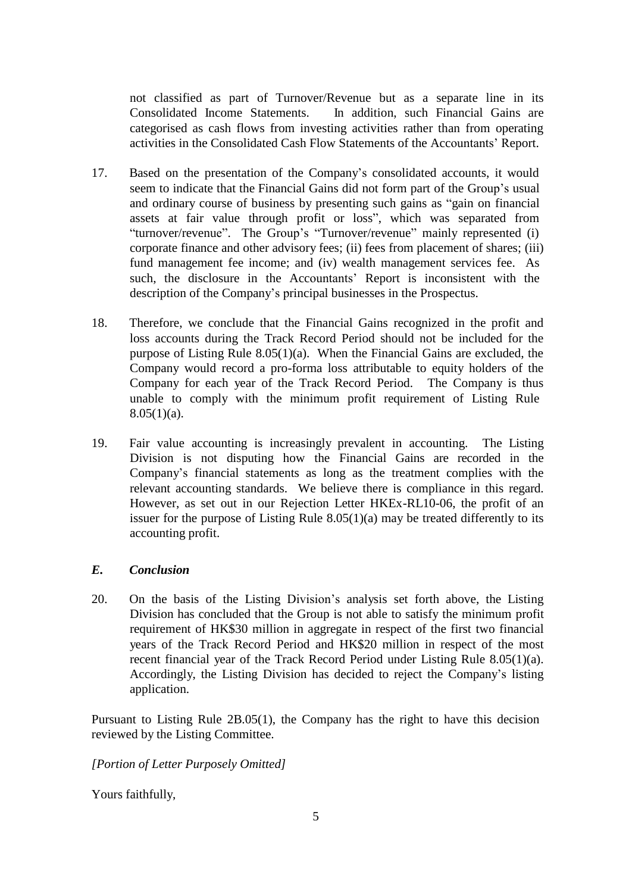not classified as part of Turnover/Revenue but as a separate line in its Consolidated Income Statements. In addition, such Financial Gains are categorised as cash flows from investing activities rather than from operating activities in the Consolidated Cash Flow Statements of the Accountants' Report.

17. Based on the presentation of the Company's consolidated accounts, it would seem to indicate that the Financial Gains did not form part of the Group's usual and ordinary course of business by presenting such gains as "gain on financial assets at fair value through profit or loss", which was separated from "turnover/revenue". The Group's "Turnover/revenue" mainly represented (i) corporate finance and other advisory fees; (ii) fees from placement of shares; (iii) fund management fee income; and (iv) wealth management services fee. As such, the disclosure in the Accountants' Report is inconsistent with the description of the Company's principal businesses in the Prospectus.

18. Therefore, we conclude that the Financial Gains recognized in the profit and loss accounts during the Track Record Period should not be included for the purpose of Listing Rule 8.05(1)(a). When the Financial Gains are excluded, the Company would record a pro-forma loss attributable to equity holders of the Company for each year of the Track Record Period. The Company is thus unable to comply with the minimum profit requirement of Listing Rule 8.05(1)(a).

19. Fair value accounting is increasingly prevalent in accounting. The Listing Division is not disputing how the Financial Gains are recorded in the Company's financial statements as long as the treatment complies with the relevant accounting standards. We believe there is compliance in this regard. However, as set out in our Rejection Letter HKEx-RL10-06, the profit of an issuer for the purpose of Listing Rule 8.05(1)(a) may be treated differently to its accounting profit.

### *E. Conclusion*

20. On the basis of the Listing Division's analysis set forth above, the Listing Division has concluded that the Group is not able to satisfy the minimum profit requirement of HK$30 million in aggregate in respect of the first two financial years of the Track Record Period and HK$20 million in respect of the most recent financial year of the Track Record Period under Listing Rule 8.05(1)(a). Accordingly, the Listing Division has decided to reject the Company's listing application.

Pursuant to Listing Rule 2B.05(1), the Company has the right to have this decision reviewed by the Listing Committee.

*[Portion of Letter Purposely Omitted]*

Yours faithfully,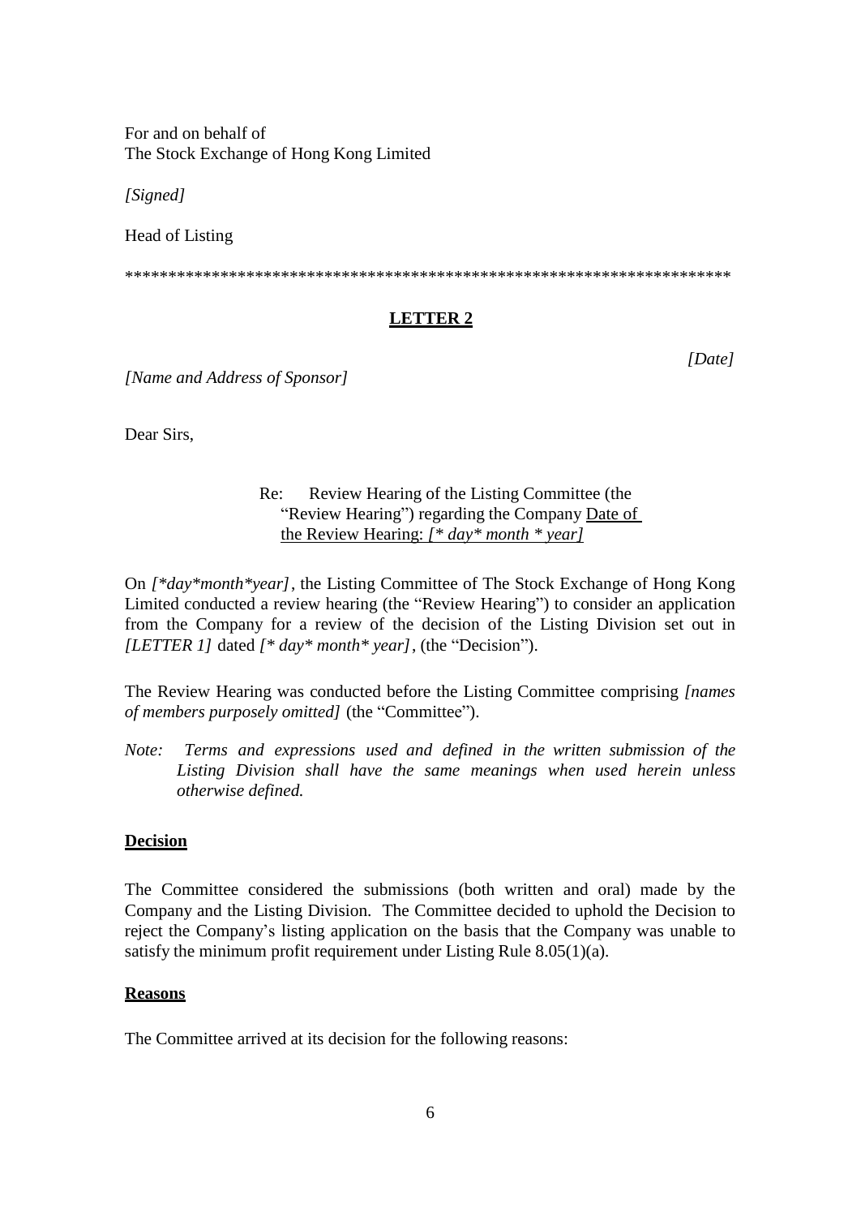For and on behalf of
The Stock Exchange of Hong Kong Limited

*[Signed]*

Head of Listing

\*\*\*\*\*\*\*\*\*\*\*\*\*\*\*\*\*\*\*\*\*\*\*\*\*\*\*\*\*\*\*\*\*\*\*\*\*\*\*\*\*\*\*\*\*\*\*\*\*\*\*\*\*\*\*\*\*\*\*\*\*\*\*\*\*\*\*\*\*\*\*\*

## LETTER 2

*[Date]*

*[Name and Address of Sponsor]*

Dear Sirs,

Re: Review Hearing of the Listing Committee (the "Review Hearing") regarding the Company <u>Date of the Review Hearing: *[\* day\* month \* year]*</u>

On *[\*day\*month\*year]*, the Listing Committee of The Stock Exchange of Hong Kong Limited conducted a review hearing (the "Review Hearing") to consider an application from the Company for a review of the decision of the Listing Division set out in *[LETTER 1]* dated *[\* day\* month\* year]*, (the "Decision").

The Review Hearing was conducted before the Listing Committee comprising *[names of members purposely omitted]* (the "Committee").

*Note: Terms and expressions used and defined in the written submission of the Listing Division shall have the same meanings when used herein unless otherwise defined.*

**Decision**

The Committee considered the submissions (both written and oral) made by the Company and the Listing Division. The Committee decided to uphold the Decision to reject the Company's listing application on the basis that the Company was unable to satisfy the minimum profit requirement under Listing Rule 8.05(1)(a).

**Reasons**

The Committee arrived at its decision for the following reasons: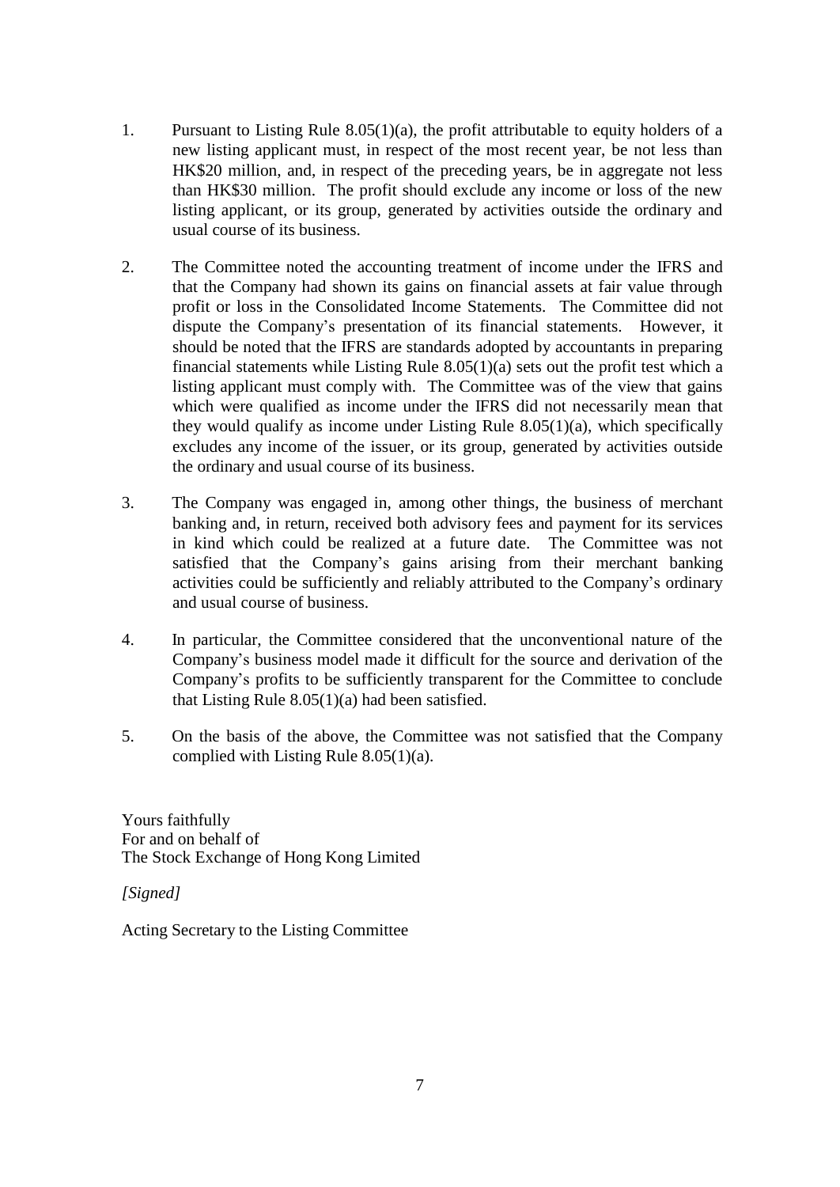1. Pursuant to Listing Rule 8.05(1)(a), the profit attributable to equity holders of a new listing applicant must, in respect of the most recent year, be not less than HK$20 million, and, in respect of the preceding years, be in aggregate not less than HK$30 million. The profit should exclude any income or loss of the new listing applicant, or its group, generated by activities outside the ordinary and usual course of its business.

2. The Committee noted the accounting treatment of income under the IFRS and that the Company had shown its gains on financial assets at fair value through profit or loss in the Consolidated Income Statements. The Committee did not dispute the Company's presentation of its financial statements. However, it should be noted that the IFRS are standards adopted by accountants in preparing financial statements while Listing Rule 8.05(1)(a) sets out the profit test which a listing applicant must comply with. The Committee was of the view that gains which were qualified as income under the IFRS did not necessarily mean that they would qualify as income under Listing Rule 8.05(1)(a), which specifically excludes any income of the issuer, or its group, generated by activities outside the ordinary and usual course of its business.

3. The Company was engaged in, among other things, the business of merchant banking and, in return, received both advisory fees and payment for its services in kind which could be realized at a future date. The Committee was not satisfied that the Company's gains arising from their merchant banking activities could be sufficiently and reliably attributed to the Company's ordinary and usual course of business.

4. In particular, the Committee considered that the unconventional nature of the Company's business model made it difficult for the source and derivation of the Company's profits to be sufficiently transparent for the Committee to conclude that Listing Rule 8.05(1)(a) had been satisfied.

5. On the basis of the above, the Committee was not satisfied that the Company complied with Listing Rule 8.05(1)(a).

Yours faithfully
For and on behalf of
The Stock Exchange of Hong Kong Limited

*[Signed]*

Acting Secretary to the Listing Committee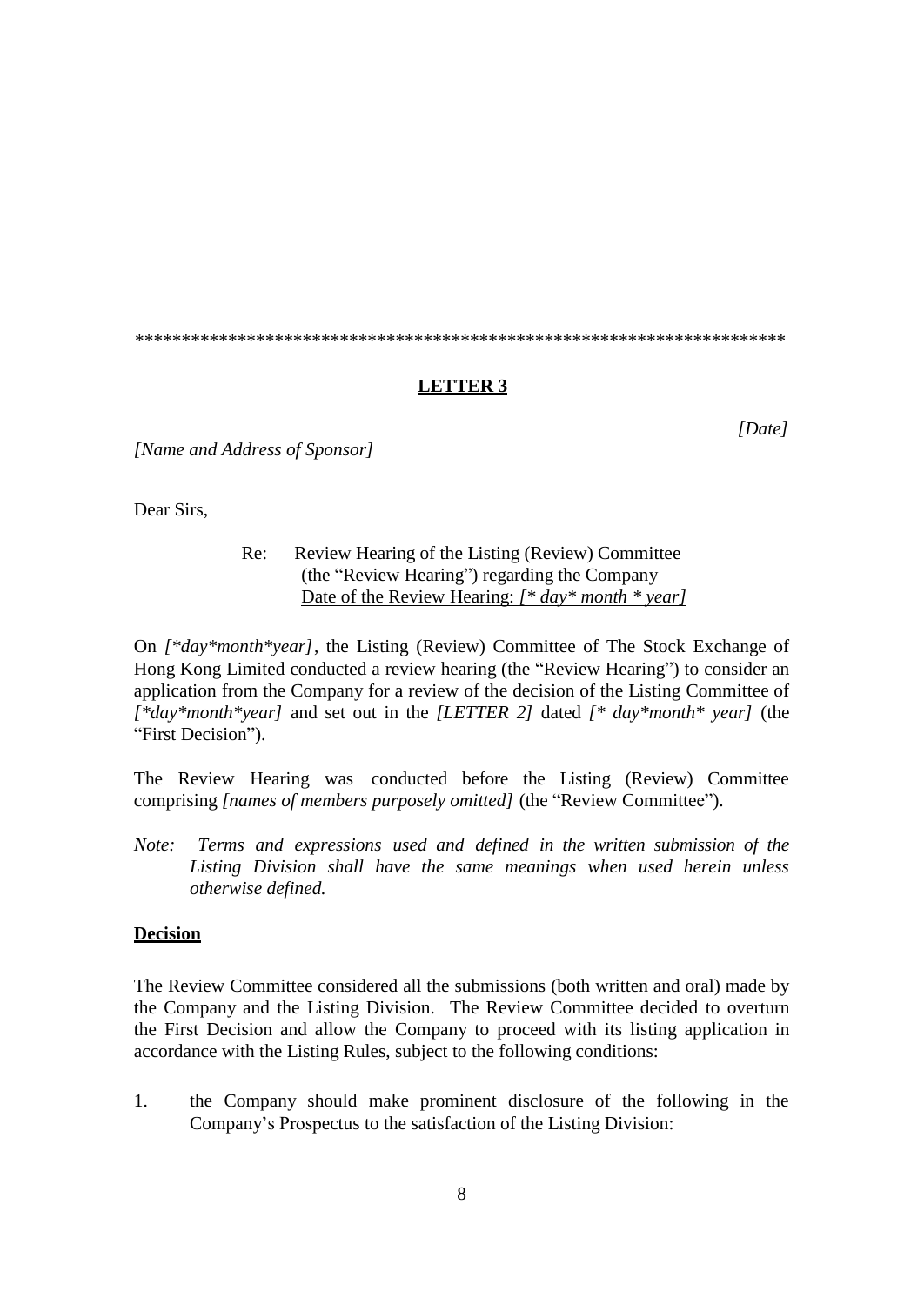\*\*\*\*\*\*\*\*\*\*\*\*\*\*\*\*\*\*\*\*\*\*\*\*\*\*\*\*\*\*\*\*\*\*\*\*\*\*\*\*\*\*\*\*\*\*\*\*\*\*\*\*\*\*\*\*\*\*\*\*\*\*\*\*\*\*\*\*\*\*\*\*

**LETTER 3**

*[Date]*

*[Name and Address of Sponsor]*

Dear Sirs,

Re: Review Hearing of the Listing (Review) Committee (the "Review Hearing") regarding the Company
Date of the Review Hearing: *[\* day\* month \* year]*

On *[\*day\*month\*year]*, the Listing (Review) Committee of The Stock Exchange of Hong Kong Limited conducted a review hearing (the "Review Hearing") to consider an application from the Company for a review of the decision of the Listing Committee of *[\*day\*month\*year]* and set out in the *[LETTER 2]* dated *[\* day\*month\* year]* (the "First Decision").

The Review Hearing was conducted before the Listing (Review) Committee comprising *[names of members purposely omitted]* (the "Review Committee").

*Note: Terms and expressions used and defined in the written submission of the Listing Division shall have the same meanings when used herein unless otherwise defined.*

**Decision**

The Review Committee considered all the submissions (both written and oral) made by the Company and the Listing Division. The Review Committee decided to overturn the First Decision and allow the Company to proceed with its listing application in accordance with the Listing Rules, subject to the following conditions:

1. the Company should make prominent disclosure of the following in the Company's Prospectus to the satisfaction of the Listing Division: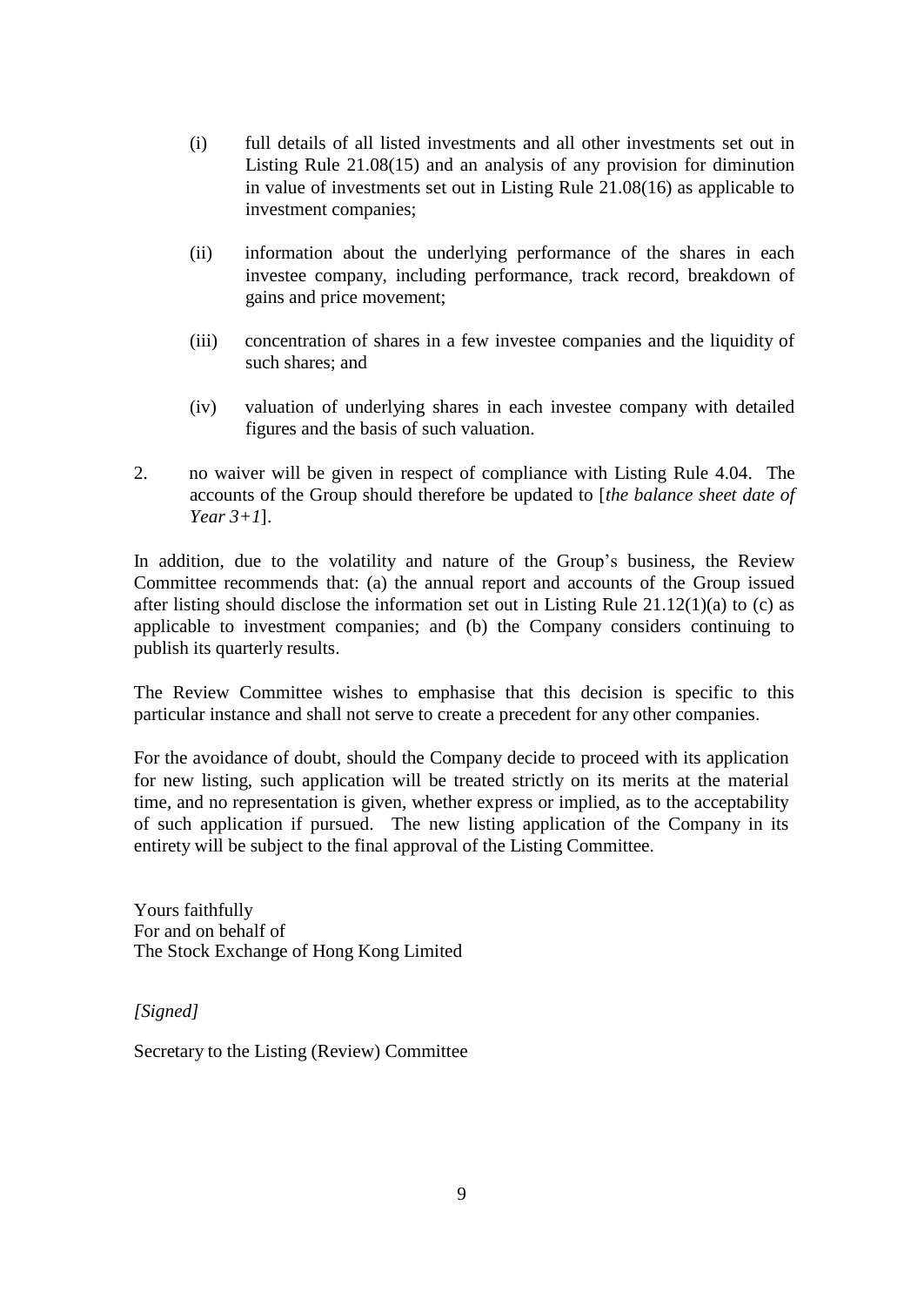(i) full details of all listed investments and all other investments set out in Listing Rule 21.08(15) and an analysis of any provision for diminution in value of investments set out in Listing Rule 21.08(16) as applicable to investment companies;

(ii) information about the underlying performance of the shares in each investee company, including performance, track record, breakdown of gains and price movement;

(iii) concentration of shares in a few investee companies and the liquidity of such shares; and

(iv) valuation of underlying shares in each investee company with detailed figures and the basis of such valuation.

2. no waiver will be given in respect of compliance with Listing Rule 4.04. The accounts of the Group should therefore be updated to [*the balance sheet date of Year 3+1*].

In addition, due to the volatility and nature of the Group's business, the Review Committee recommends that: (a) the annual report and accounts of the Group issued after listing should disclose the information set out in Listing Rule 21.12(1)(a) to (c) as applicable to investment companies; and (b) the Company considers continuing to publish its quarterly results.

The Review Committee wishes to emphasise that this decision is specific to this particular instance and shall not serve to create a precedent for any other companies.

For the avoidance of doubt, should the Company decide to proceed with its application for new listing, such application will be treated strictly on its merits at the material time, and no representation is given, whether express or implied, as to the acceptability of such application if pursued. The new listing application of the Company in its entirety will be subject to the final approval of the Listing Committee.

Yours faithfully
For and on behalf of
The Stock Exchange of Hong Kong Limited

*[Signed]*

Secretary to the Listing (Review) Committee